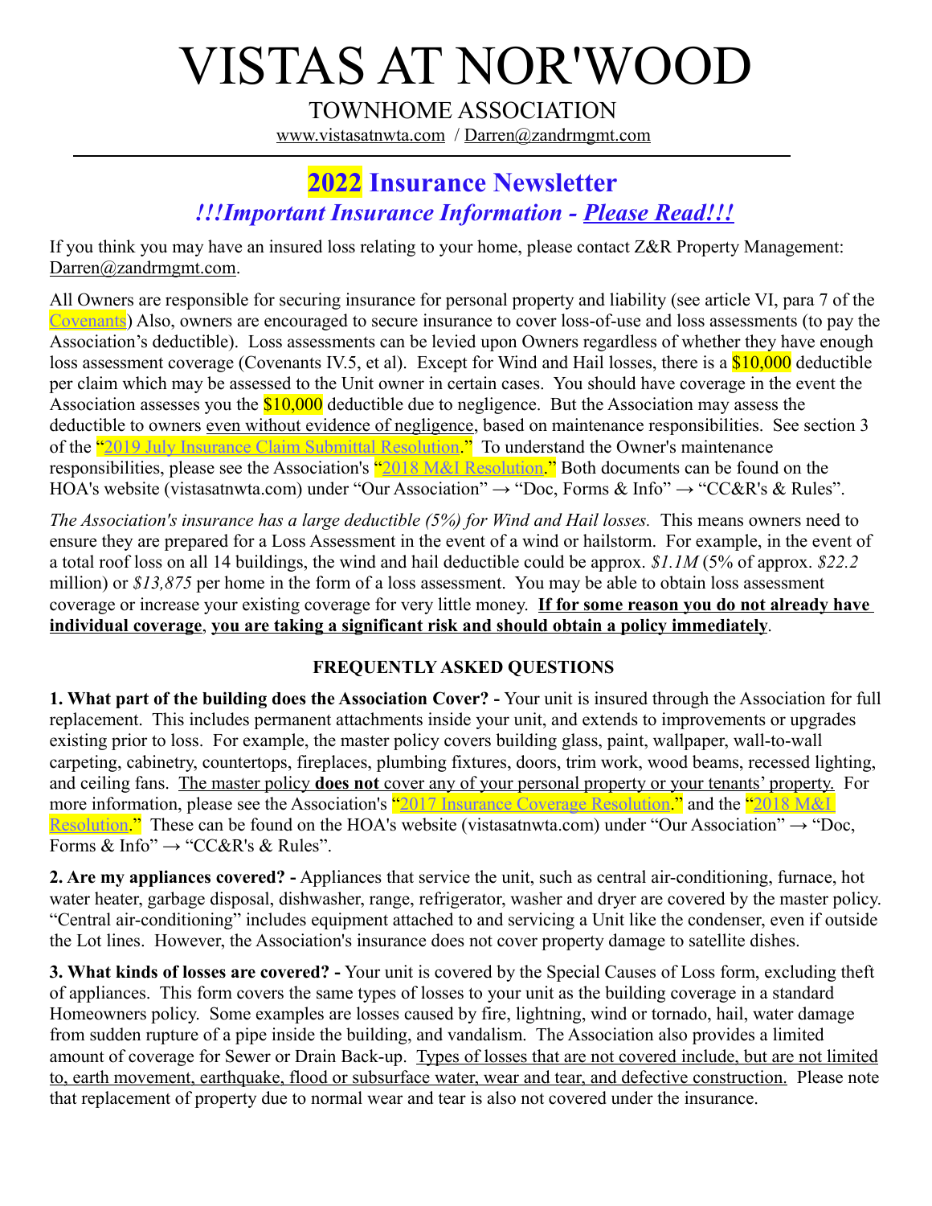# VISTAS AT NOR'WOOD

TOWNHOME ASSOCIATION

www.vistasatnwta.com / Darren@zandrmgmt.com

---

## 2022 Insurance Newsletter

### *!!!Important Insurance Information - Please Read!!!*

If you think you may have an insured loss relating to your home, please contact Z&R Property Management: Darren@zandrmgmt.com.

All Owners are responsible for securing insurance for personal property and liability (see article VI, para 7 of the Covenants) Also, owners are encouraged to secure insurance to cover loss-of-use and loss assessments (to pay the Association's deductible). Loss assessments can be levied upon Owners regardless of whether they have enough loss assessment coverage (Covenants IV.5, et al). Except for Wind and Hail losses, there is a $10,000 deductible per claim which may be assessed to the Unit owner in certain cases. You should have coverage in the event the Association assesses you the $10,000 deductible due to negligence. But the Association may assess the deductible to owners even without evidence of negligence, based on maintenance responsibilities. See section 3 of the "2019 July Insurance Claim Submittal Resolution." To understand the Owner's maintenance responsibilities, please see the Association's "2018 M&I Resolution." Both documents can be found on the HOA's website (vistasatnwta.com) under "Our Association" → "Doc, Forms & Info" → "CC&R's & Rules".

*The Association's insurance has a large deductible (5%) for Wind and Hail losses.* This means owners need to ensure they are prepared for a Loss Assessment in the event of a wind or hailstorm. For example, in the event of a total roof loss on all 14 buildings, the wind and hail deductible could be approx. *$1.1M* (5% of approx. *$22.2* million) or *$13,875* per home in the form of a loss assessment. You may be able to obtain loss assessment coverage or increase your existing coverage for very little money. **If for some reason you do not already have individual coverage**, **you are taking a significant risk and should obtain a policy immediately**.

### FREQUENTLY ASKED QUESTIONS

**1. What part of the building does the Association Cover? -** Your unit is insured through the Association for full replacement. This includes permanent attachments inside your unit, and extends to improvements or upgrades existing prior to loss. For example, the master policy covers building glass, paint, wallpaper, wall-to-wall carpeting, cabinetry, countertops, fireplaces, plumbing fixtures, doors, trim work, wood beams, recessed lighting, and ceiling fans. The master policy **does not** cover any of your personal property or your tenants' property. For more information, please see the Association's "2017 Insurance Coverage Resolution." and the "2018 M&I Resolution." These can be found on the HOA's website (vistasatnwta.com) under "Our Association" → "Doc, Forms & Info" → "CC&R's & Rules".

**2. Are my appliances covered? -** Appliances that service the unit, such as central air-conditioning, furnace, hot water heater, garbage disposal, dishwasher, range, refrigerator, washer and dryer are covered by the master policy. "Central air-conditioning" includes equipment attached to and servicing a Unit like the condenser, even if outside the Lot lines. However, the Association's insurance does not cover property damage to satellite dishes.

**3. What kinds of losses are covered? -** Your unit is covered by the Special Causes of Loss form, excluding theft of appliances. This form covers the same types of losses to your unit as the building coverage in a standard Homeowners policy. Some examples are losses caused by fire, lightning, wind or tornado, hail, water damage from sudden rupture of a pipe inside the building, and vandalism. The Association also provides a limited amount of coverage for Sewer or Drain Back-up. Types of losses that are not covered include, but are not limited to, earth movement, earthquake, flood or subsurface water, wear and tear, and defective construction. Please note that replacement of property due to normal wear and tear is also not covered under the insurance.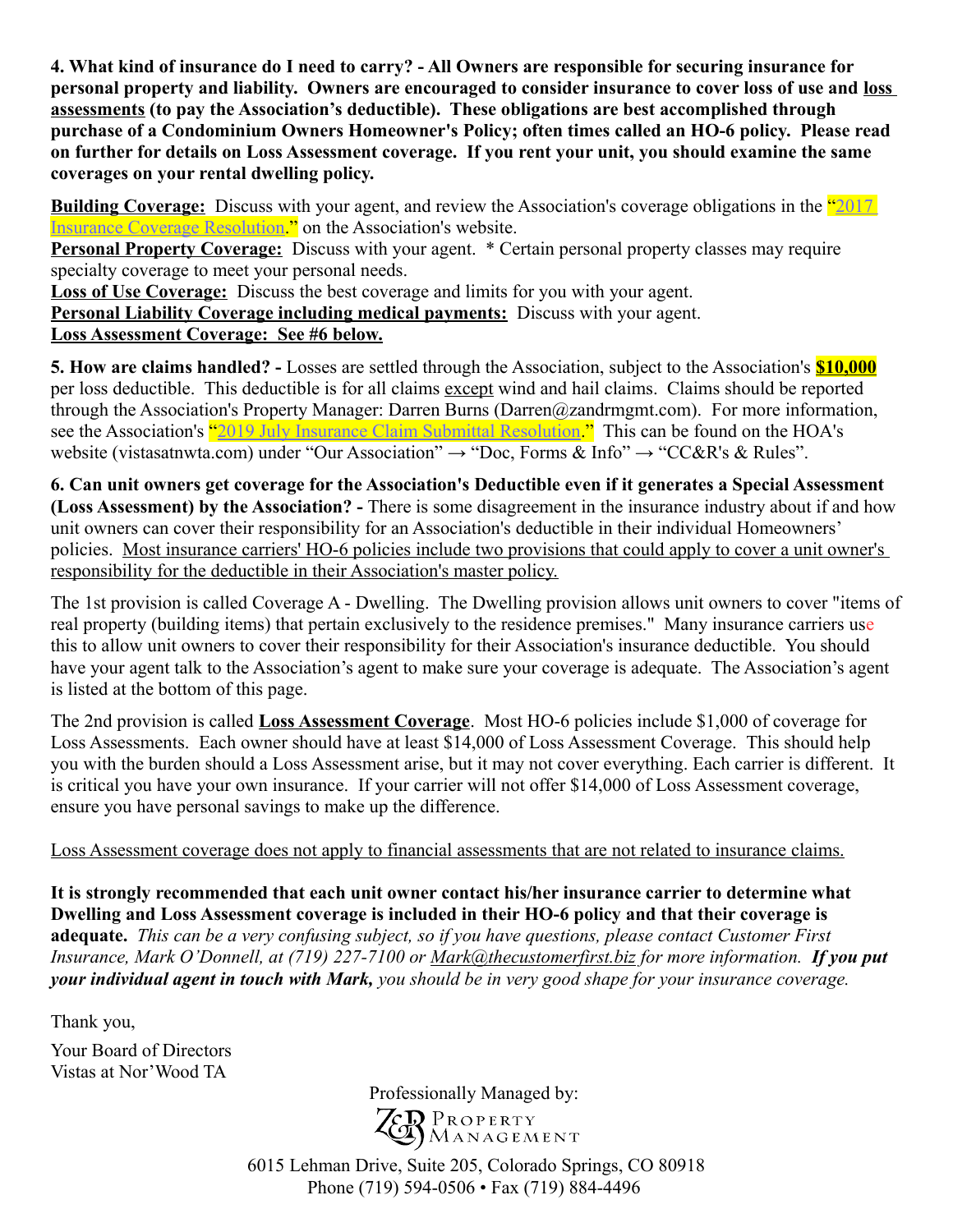**4. What kind of insurance do I need to carry? - All Owners are responsible for securing insurance for personal property and liability. Owners are encouraged to consider insurance to cover loss of use and loss assessments (to pay the Association's deductible). These obligations are best accomplished through purchase of a Condominium Owners Homeowner's Policy; often times called an HO-6 policy. Please read on further for details on Loss Assessment coverage. If you rent your unit, you should examine the same coverages on your rental dwelling policy.**

**Building Coverage:** Discuss with your agent, and review the Association's coverage obligations in the "2017 Insurance Coverage Resolution." on the Association's website.
**Personal Property Coverage:** Discuss with your agent. * Certain personal property classes may require specialty coverage to meet your personal needs.
**Loss of Use Coverage:** Discuss the best coverage and limits for you with your agent.
**Personal Liability Coverage including medical payments:** Discuss with your agent.
**Loss Assessment Coverage: See #6 below.**

**5. How are claims handled? -** Losses are settled through the Association, subject to the Association's **$10,000** per loss deductible. This deductible is for all claims except wind and hail claims. Claims should be reported through the Association's Property Manager: Darren Burns (Darren@zandrmgmt.com). For more information, see the Association's "2019 July Insurance Claim Submittal Resolution." This can be found on the HOA's website (vistasatnwta.com) under "Our Association" → "Doc, Forms & Info" → "CC&R's & Rules".

**6. Can unit owners get coverage for the Association's Deductible even if it generates a Special Assessment (Loss Assessment) by the Association? -** There is some disagreement in the insurance industry about if and how unit owners can cover their responsibility for an Association's deductible in their individual Homeowners' policies. Most insurance carriers' HO-6 policies include two provisions that could apply to cover a unit owner's responsibility for the deductible in their Association's master policy.

The 1st provision is called Coverage A - Dwelling. The Dwelling provision allows unit owners to cover "items of real property (building items) that pertain exclusively to the residence premises." Many insurance carriers use this to allow unit owners to cover their responsibility for their Association's insurance deductible. You should have your agent talk to the Association's agent to make sure your coverage is adequate. The Association's agent is listed at the bottom of this page.

The 2nd provision is called **Loss Assessment Coverage**. Most HO-6 policies include $1,000 of coverage for Loss Assessments. Each owner should have at least $14,000 of Loss Assessment Coverage. This should help you with the burden should a Loss Assessment arise, but it may not cover everything. Each carrier is different. It is critical you have your own insurance. If your carrier will not offer $14,000 of Loss Assessment coverage, ensure you have personal savings to make up the difference.

Loss Assessment coverage does not apply to financial assessments that are not related to insurance claims.

**It is strongly recommended that each unit owner contact his/her insurance carrier to determine what Dwelling and Loss Assessment coverage is included in their HO-6 policy and that their coverage is adequate.** *This can be a very confusing subject, so if you have questions, please contact Customer First Insurance, Mark O'Donnell, at (719) 227-7100 or Mark@thecustomerfirst.biz for more information.* ***If you put your individual agent in touch with Mark,*** *you should be in very good shape for your insurance coverage.*

Thank you,

Your Board of Directors
Vistas at Nor'Wood TA

Professionally Managed by:

Z&R Property Management

6015 Lehman Drive, Suite 205, Colorado Springs, CO 80918
Phone (719) 594-0506 • Fax (719) 884-4496